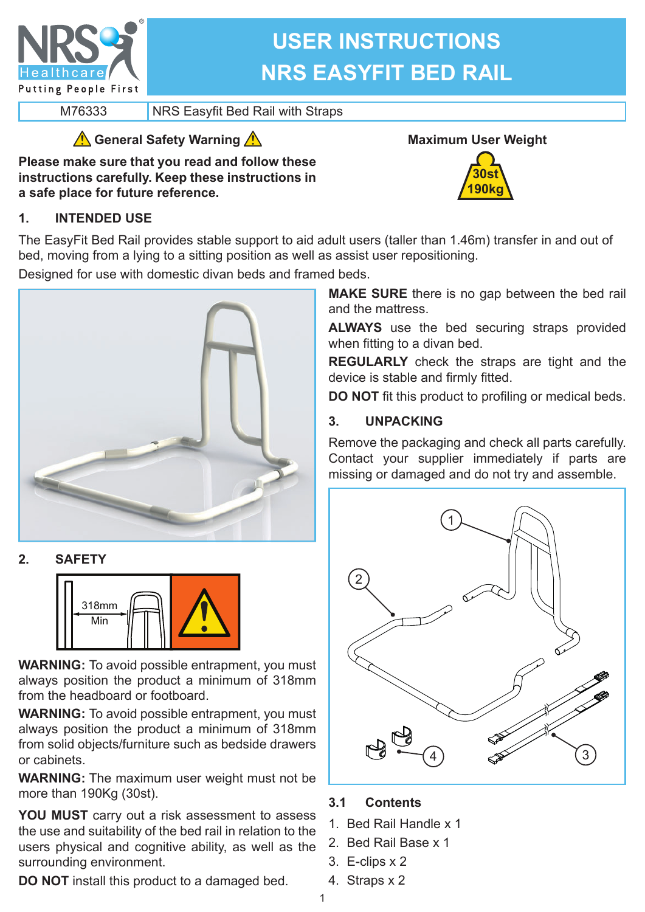# USER INSTRUCTIONS
# NRS EASYFIT BED RAIL

| M76333 | NRS Easyfit Bed Rail with Straps |
|---|---|

**⚠ General Safety Warning ⚠**

**Please make sure that you read and follow these instructions carefully. Keep these instructions in a safe place for future reference.**

**Maximum User Weight**

30st
190kg

## 1. INTENDED USE

The EasyFit Bed Rail provides stable support to aid adult users (taller than 1.46m) transfer in and out of bed, moving from a lying to a sitting position as well as assist user repositioning.

Designed for use with domestic divan beds and framed beds.

## 2. SAFETY

318mm Min

**WARNING:** To avoid possible entrapment, you must always position the product a minimum of 318mm from the headboard or footboard.

**WARNING:** To avoid possible entrapment, you must always position the product a minimum of 318mm from solid objects/furniture such as bedside drawers or cabinets.

**WARNING:** The maximum user weight must not be more than 190Kg (30st).

**YOU MUST** carry out a risk assessment to assess the use and suitability of the bed rail in relation to the users physical and cognitive ability, as well as the surrounding environment.

**DO NOT** install this product to a damaged bed.

**MAKE SURE** there is no gap between the bed rail and the mattress.

**ALWAYS** use the bed securing straps provided when fitting to a divan bed.

**REGULARLY** check the straps are tight and the device is stable and firmly fitted.

**DO NOT** fit this product to profiling or medical beds.

## 3. UNPACKING

Remove the packaging and check all parts carefully. Contact your supplier immediately if parts are missing or damaged and do not try and assemble.

### 3.1 Contents

1. Bed Rail Handle x 1
2. Bed Rail Base x 1
3. E-clips x 2
4. Straps x 2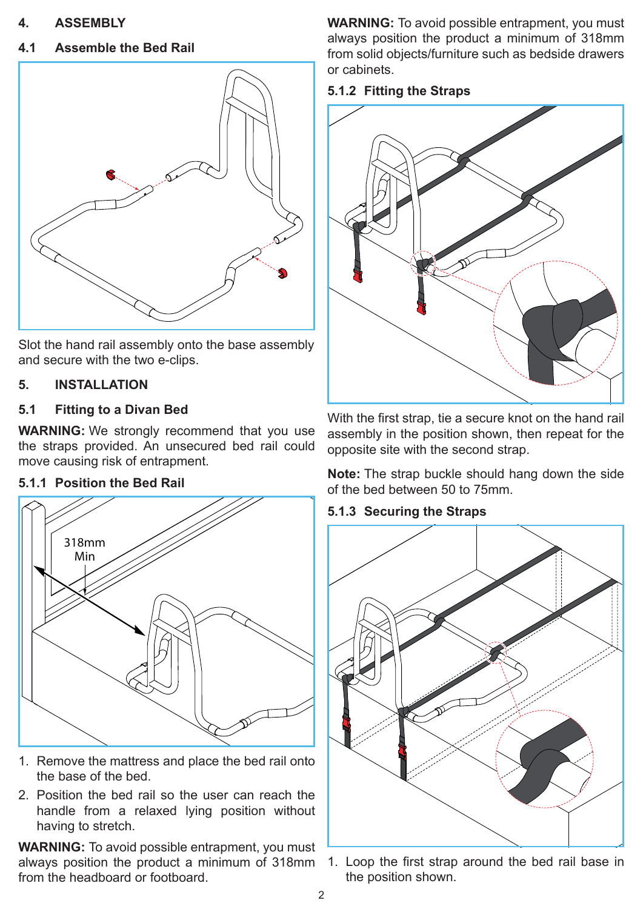## 4. ASSEMBLY

### 4.1 Assemble the Bed Rail

Slot the hand rail assembly onto the base assembly and secure with the two e-clips.

## 5. INSTALLATION

### 5.1 Fitting to a Divan Bed

**WARNING:** We strongly recommend that you use the straps provided. An unsecured bed rail could move causing risk of entrapment.

### 5.1.1 Position the Bed Rail

318mm Min

1. Remove the mattress and place the bed rail onto the base of the bed.
2. Position the bed rail so the user can reach the handle from a relaxed lying position without having to stretch.

**WARNING:** To avoid possible entrapment, you must always position the product a minimum of 318mm from the headboard or footboard.

**WARNING:** To avoid possible entrapment, you must always position the product a minimum of 318mm from solid objects/furniture such as bedside drawers or cabinets.

### 5.1.2 Fitting the Straps

With the first strap, tie a secure knot on the hand rail assembly in the position shown, then repeat for the opposite site with the second strap.

**Note:** The strap buckle should hang down the side of the bed between 50 to 75mm.

### 5.1.3 Securing the Straps

1. Loop the first strap around the bed rail base in the position shown.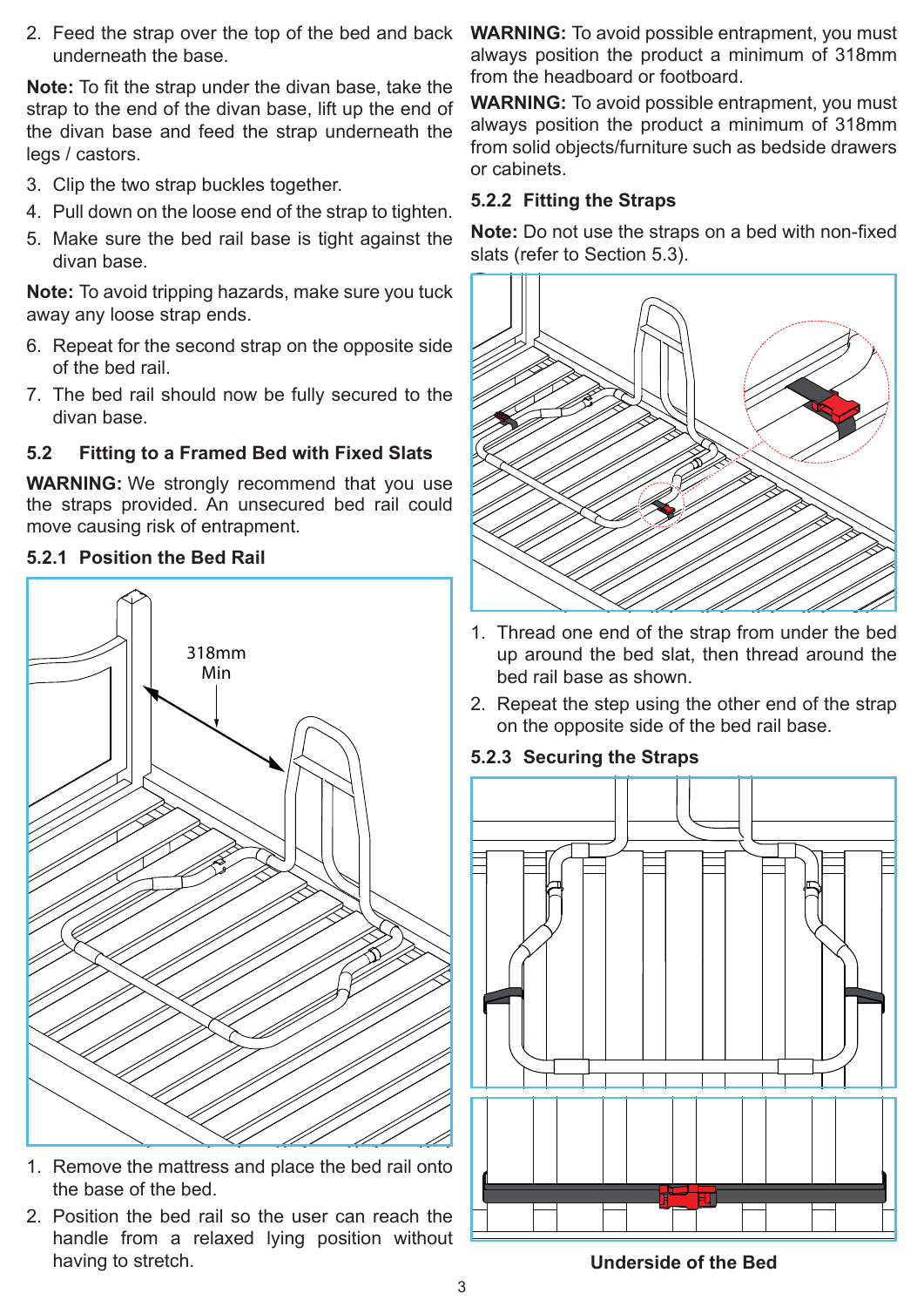2. Feed the strap over the top of the bed and back underneath the base.

**Note:** To fit the strap under the divan base, take the strap to the end of the divan base, lift up the end of the divan base and feed the strap underneath the legs / castors.

3. Clip the two strap buckles together.
4. Pull down on the loose end of the strap to tighten.
5. Make sure the bed rail base is tight against the divan base.

**Note:** To avoid tripping hazards, make sure you tuck away any loose strap ends.

6. Repeat for the second strap on the opposite side of the bed rail.
7. The bed rail should now be fully secured to the divan base.

## 5.2 Fitting to a Framed Bed with Fixed Slats

**WARNING:** We strongly recommend that you use the straps provided. An unsecured bed rail could move causing risk of entrapment.

### 5.2.1 Position the Bed Rail

318mm Min

1. Remove the mattress and place the bed rail onto the base of the bed.
2. Position the bed rail so the user can reach the handle from a relaxed lying position without having to stretch.

**WARNING:** To avoid possible entrapment, you must always position the product a minimum of 318mm from the headboard or footboard.

**WARNING:** To avoid possible entrapment, you must always position the product a minimum of 318mm from solid objects/furniture such as bedside drawers or cabinets.

### 5.2.2 Fitting the Straps

**Note:** Do not use the straps on a bed with non-fixed slats (refer to Section 5.3).

1. Thread one end of the strap from under the bed up around the bed slat, then thread around the bed rail base as shown.
2. Repeat the step using the other end of the strap on the opposite side of the bed rail base.

### 5.2.3 Securing the Straps

**Underside of the Bed**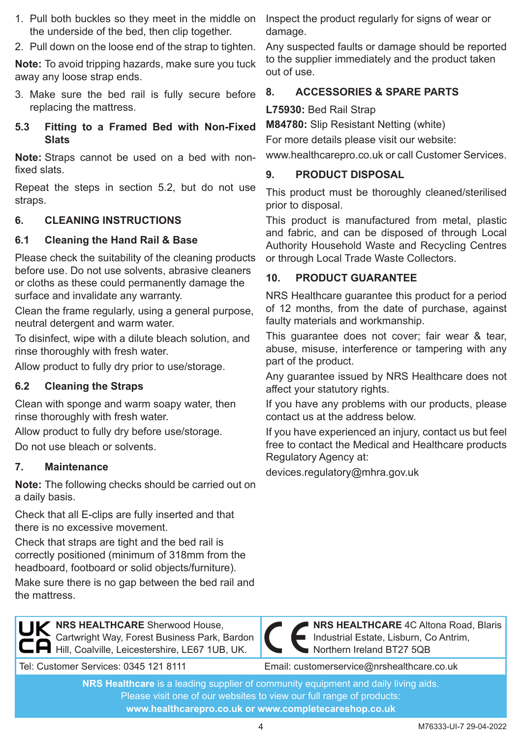1. Pull both buckles so they meet in the middle on the underside of the bed, then clip together.
2. Pull down on the loose end of the strap to tighten.

**Note:** To avoid tripping hazards, make sure you tuck away any loose strap ends.

3. Make sure the bed rail is fully secure before replacing the mattress.

### 5.3 Fitting to a Framed Bed with Non-Fixed Slats

**Note:** Straps cannot be used on a bed with non-fixed slats.

Repeat the steps in section 5.2, but do not use straps.

## 6. CLEANING INSTRUCTIONS

### 6.1 Cleaning the Hand Rail & Base

Please check the suitability of the cleaning products before use. Do not use solvents, abrasive cleaners or cloths as these could permanently damage the surface and invalidate any warranty.

Clean the frame regularly, using a general purpose, neutral detergent and warm water.

To disinfect, wipe with a dilute bleach solution, and rinse thoroughly with fresh water.

Allow product to fully dry prior to use/storage.

### 6.2 Cleaning the Straps

Clean with sponge and warm soapy water, then rinse thoroughly with fresh water.

Allow product to fully dry before use/storage.

Do not use bleach or solvents.

## 7. Maintenance

**Note:** The following checks should be carried out on a daily basis.

Check that all E-clips are fully inserted and that there is no excessive movement.

Check that straps are tight and the bed rail is correctly positioned (minimum of 318mm from the headboard, footboard or solid objects/furniture).

Make sure there is no gap between the bed rail and the mattress.

Inspect the product regularly for signs of wear or damage.

Any suspected faults or damage should be reported to the supplier immediately and the product taken out of use.

## 8. ACCESSORIES & SPARE PARTS

**L75930:** Bed Rail Strap

**M84780:** Slip Resistant Netting (white)

For more details please visit our website:

www.healthcarepro.co.uk or call Customer Services.

## 9. PRODUCT DISPOSAL

This product must be thoroughly cleaned/sterilised prior to disposal.

This product is manufactured from metal, plastic and fabric, and can be disposed of through Local Authority Household Waste and Recycling Centres or through Local Trade Waste Collectors.

## 10. PRODUCT GUARANTEE

NRS Healthcare guarantee this product for a period of 12 months, from the date of purchase, against faulty materials and workmanship.

This guarantee does not cover; fair wear & tear, abuse, misuse, interference or tampering with any part of the product.

Any guarantee issued by NRS Healthcare does not affect your statutory rights.

If you have any problems with our products, please contact us at the address below.

If you have experienced an injury, contact us but feel free to contact the Medical and Healthcare products Regulatory Agency at:

devices.regulatory@mhra.gov.uk

UKCA **NRS HEALTHCARE** Sherwood House, Cartwright Way, Forest Business Park, Bardon Hill, Coalville, Leicestershire, LE67 1UB, UK.

CE **NRS HEALTHCARE** 4C Altona Road, Blaris Industrial Estate, Lisburn, Co Antrim, Northern Ireland BT27 5QB

Tel: Customer Services: 0345 121 8111

Email: customerservice@nrshealthcare.co.uk

**NRS Healthcare** is a leading supplier of community equipment and daily living aids.
Please visit one of our websites to view our full range of products:
**www.healthcarepro.co.uk or www.completecareshop.co.uk**

M76333-UI-7 29-04-2022